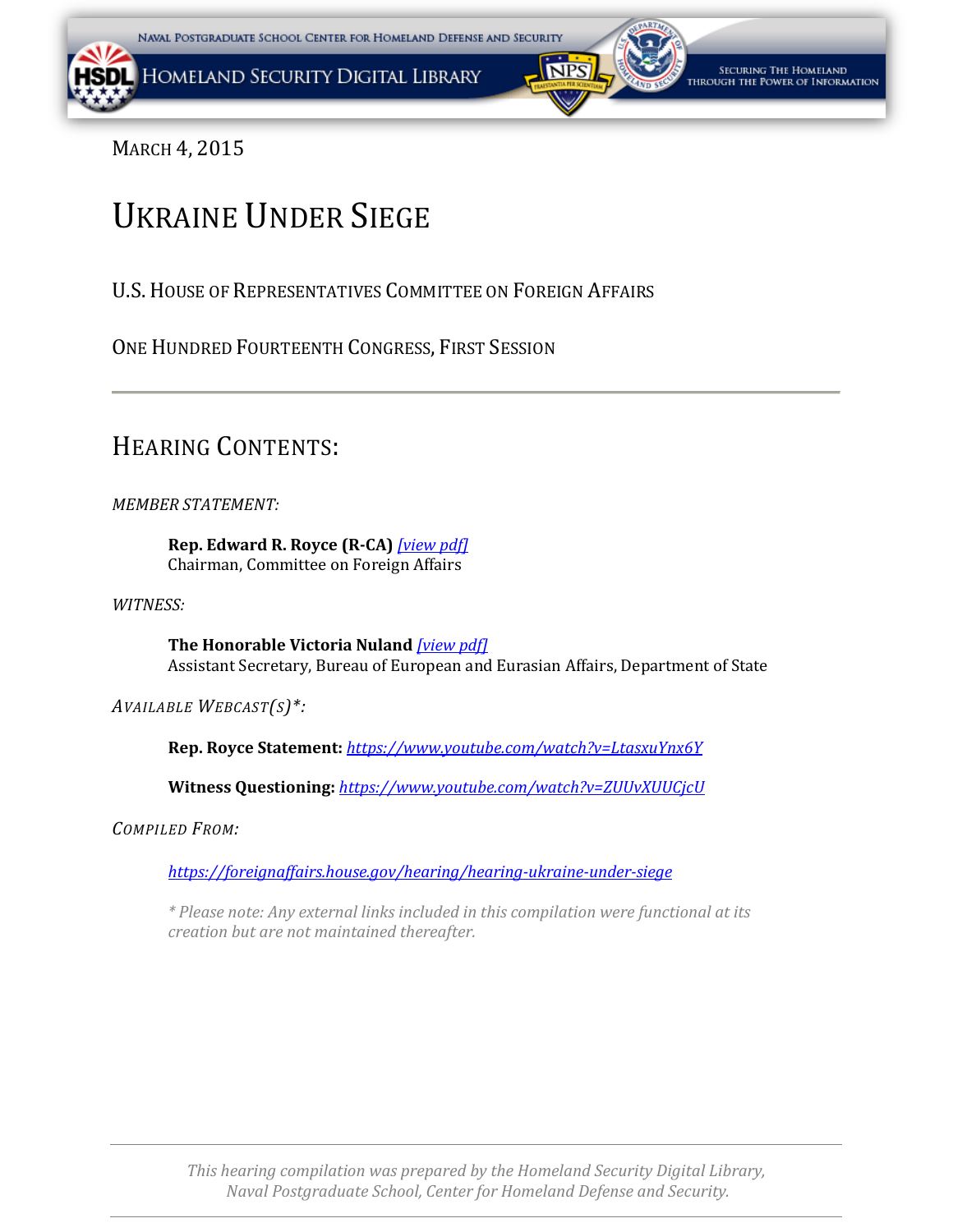March 4, 2015

# Ukraine Under Siege

U.S. House of Representatives Committee on Foreign Affairs

One Hundred Fourteenth Congress, First Session

---

## Hearing Contents:

*MEMBER STATEMENT:*

> **Rep. Edward R. Royce (R-CA)** [view pdf]
> Chairman, Committee on Foreign Affairs

*WITNESS:*

> **The Honorable Victoria Nuland** [view pdf]
> Assistant Secretary, Bureau of European and Eurasian Affairs, Department of State

*Available Webcast(s)*:*

> **Rep. Royce Statement:** https://www.youtube.com/watch?v=LtasxuYnx6Y
>
> **Witness Questioning:** https://www.youtube.com/watch?v=ZUUvXUUCjcU

*Compiled From:*

> https://foreignaffairs.house.gov/hearing/hearing-ukraine-under-siege
>
> *\* Please note: Any external links included in this compilation were functional at its creation but are not maintained thereafter.*

---

*This hearing compilation was prepared by the Homeland Security Digital Library, Naval Postgraduate School, Center for Homeland Defense and Security.*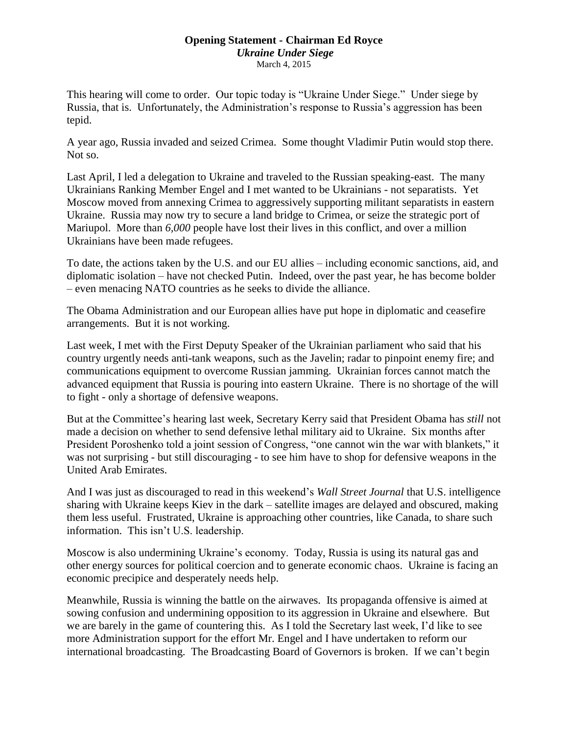**Opening Statement - Chairman Ed Royce**
***Ukraine Under Siege***
March 4, 2015

This hearing will come to order. Our topic today is "Ukraine Under Siege." Under siege by Russia, that is. Unfortunately, the Administration's response to Russia's aggression has been tepid.

A year ago, Russia invaded and seized Crimea. Some thought Vladimir Putin would stop there. Not so.

Last April, I led a delegation to Ukraine and traveled to the Russian speaking-east. The many Ukrainians Ranking Member Engel and I met wanted to be Ukrainians - not separatists. Yet Moscow moved from annexing Crimea to aggressively supporting militant separatists in eastern Ukraine. Russia may now try to secure a land bridge to Crimea, or seize the strategic port of Mariupol. More than *6,000* people have lost their lives in this conflict, and over a million Ukrainians have been made refugees.

To date, the actions taken by the U.S. and our EU allies – including economic sanctions, aid, and diplomatic isolation – have not checked Putin. Indeed, over the past year, he has become bolder – even menacing NATO countries as he seeks to divide the alliance.

The Obama Administration and our European allies have put hope in diplomatic and ceasefire arrangements. But it is not working.

Last week, I met with the First Deputy Speaker of the Ukrainian parliament who said that his country urgently needs anti-tank weapons, such as the Javelin; radar to pinpoint enemy fire; and communications equipment to overcome Russian jamming. Ukrainian forces cannot match the advanced equipment that Russia is pouring into eastern Ukraine. There is no shortage of the will to fight - only a shortage of defensive weapons.

But at the Committee's hearing last week, Secretary Kerry said that President Obama has *still* not made a decision on whether to send defensive lethal military aid to Ukraine. Six months after President Poroshenko told a joint session of Congress, "one cannot win the war with blankets," it was not surprising - but still discouraging - to see him have to shop for defensive weapons in the United Arab Emirates.

And I was just as discouraged to read in this weekend's *Wall Street Journal* that U.S. intelligence sharing with Ukraine keeps Kiev in the dark – satellite images are delayed and obscured, making them less useful. Frustrated, Ukraine is approaching other countries, like Canada, to share such information. This isn't U.S. leadership.

Moscow is also undermining Ukraine's economy. Today, Russia is using its natural gas and other energy sources for political coercion and to generate economic chaos. Ukraine is facing an economic precipice and desperately needs help.

Meanwhile, Russia is winning the battle on the airwaves. Its propaganda offensive is aimed at sowing confusion and undermining opposition to its aggression in Ukraine and elsewhere. But we are barely in the game of countering this. As I told the Secretary last week, I'd like to see more Administration support for the effort Mr. Engel and I have undertaken to reform our international broadcasting. The Broadcasting Board of Governors is broken. If we can't begin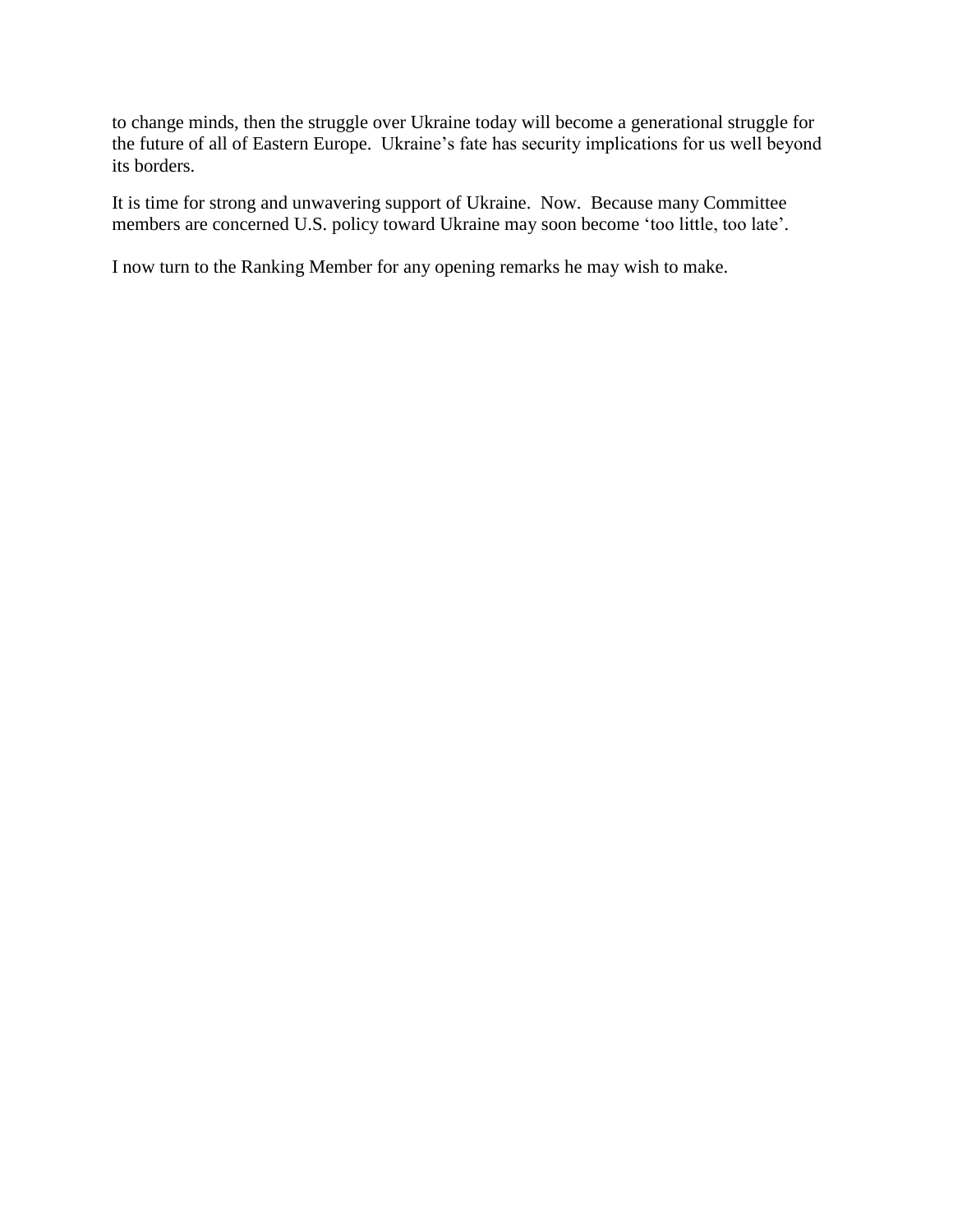to change minds, then the struggle over Ukraine today will become a generational struggle for the future of all of Eastern Europe. Ukraine's fate has security implications for us well beyond its borders.

It is time for strong and unwavering support of Ukraine. Now. Because many Committee members are concerned U.S. policy toward Ukraine may soon become 'too little, too late'.

I now turn to the Ranking Member for any opening remarks he may wish to make.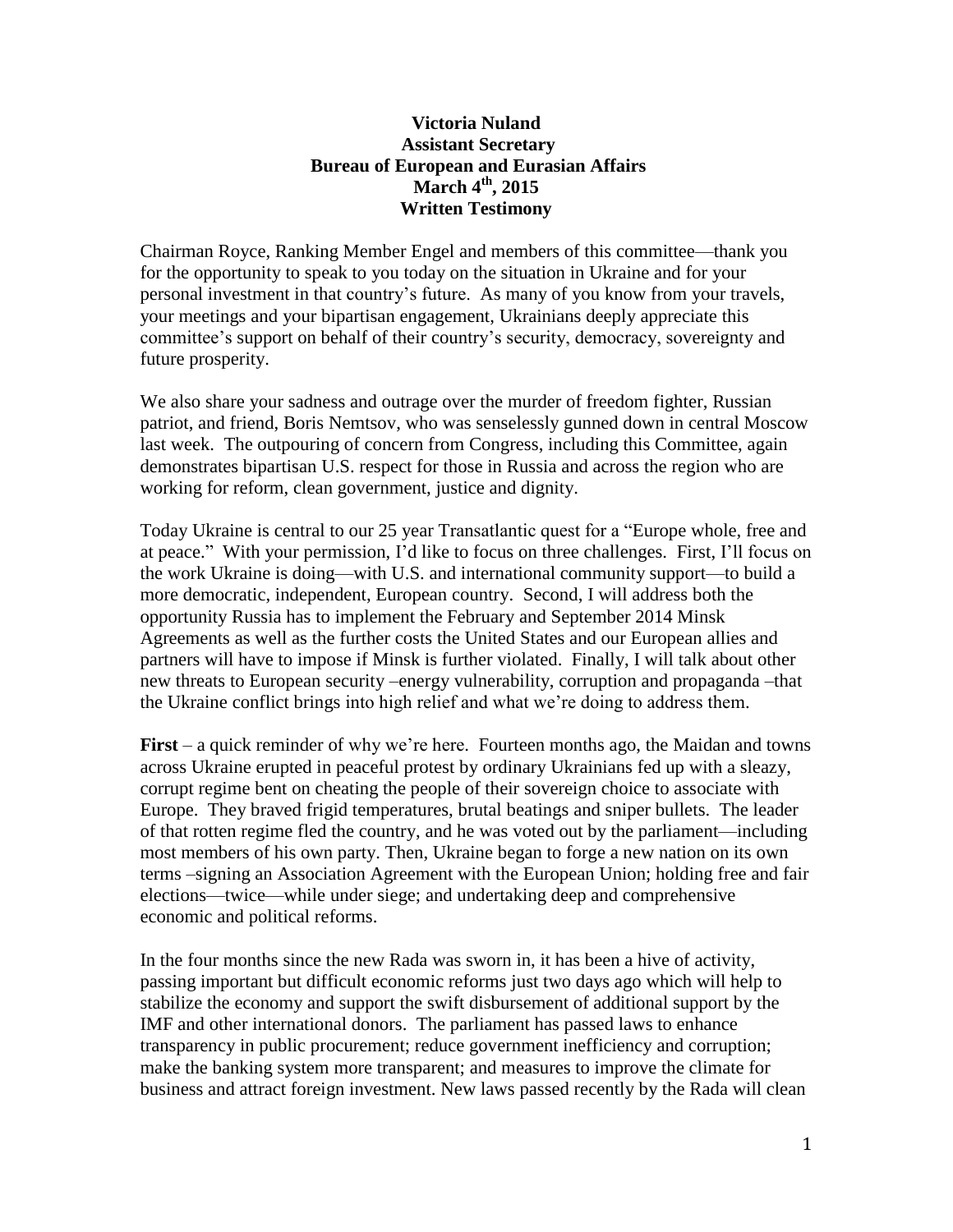**Victoria Nuland**
**Assistant Secretary**
**Bureau of European and Eurasian Affairs**
**March 4th, 2015**
**Written Testimony**

Chairman Royce, Ranking Member Engel and members of this committee—thank you for the opportunity to speak to you today on the situation in Ukraine and for your personal investment in that country's future. As many of you know from your travels, your meetings and your bipartisan engagement, Ukrainians deeply appreciate this committee's support on behalf of their country's security, democracy, sovereignty and future prosperity.

We also share your sadness and outrage over the murder of freedom fighter, Russian patriot, and friend, Boris Nemtsov, who was senselessly gunned down in central Moscow last week. The outpouring of concern from Congress, including this Committee, again demonstrates bipartisan U.S. respect for those in Russia and across the region who are working for reform, clean government, justice and dignity.

Today Ukraine is central to our 25 year Transatlantic quest for a "Europe whole, free and at peace." With your permission, I'd like to focus on three challenges. First, I'll focus on the work Ukraine is doing—with U.S. and international community support—to build a more democratic, independent, European country. Second, I will address both the opportunity Russia has to implement the February and September 2014 Minsk Agreements as well as the further costs the United States and our European allies and partners will have to impose if Minsk is further violated. Finally, I will talk about other new threats to European security –energy vulnerability, corruption and propaganda –that the Ukraine conflict brings into high relief and what we're doing to address them.

**First** – a quick reminder of why we're here. Fourteen months ago, the Maidan and towns across Ukraine erupted in peaceful protest by ordinary Ukrainians fed up with a sleazy, corrupt regime bent on cheating the people of their sovereign choice to associate with Europe. They braved frigid temperatures, brutal beatings and sniper bullets. The leader of that rotten regime fled the country, and he was voted out by the parliament—including most members of his own party. Then, Ukraine began to forge a new nation on its own terms –signing an Association Agreement with the European Union; holding free and fair elections—twice—while under siege; and undertaking deep and comprehensive economic and political reforms.

In the four months since the new Rada was sworn in, it has been a hive of activity, passing important but difficult economic reforms just two days ago which will help to stabilize the economy and support the swift disbursement of additional support by the IMF and other international donors. The parliament has passed laws to enhance transparency in public procurement; reduce government inefficiency and corruption; make the banking system more transparent; and measures to improve the climate for business and attract foreign investment. New laws passed recently by the Rada will clean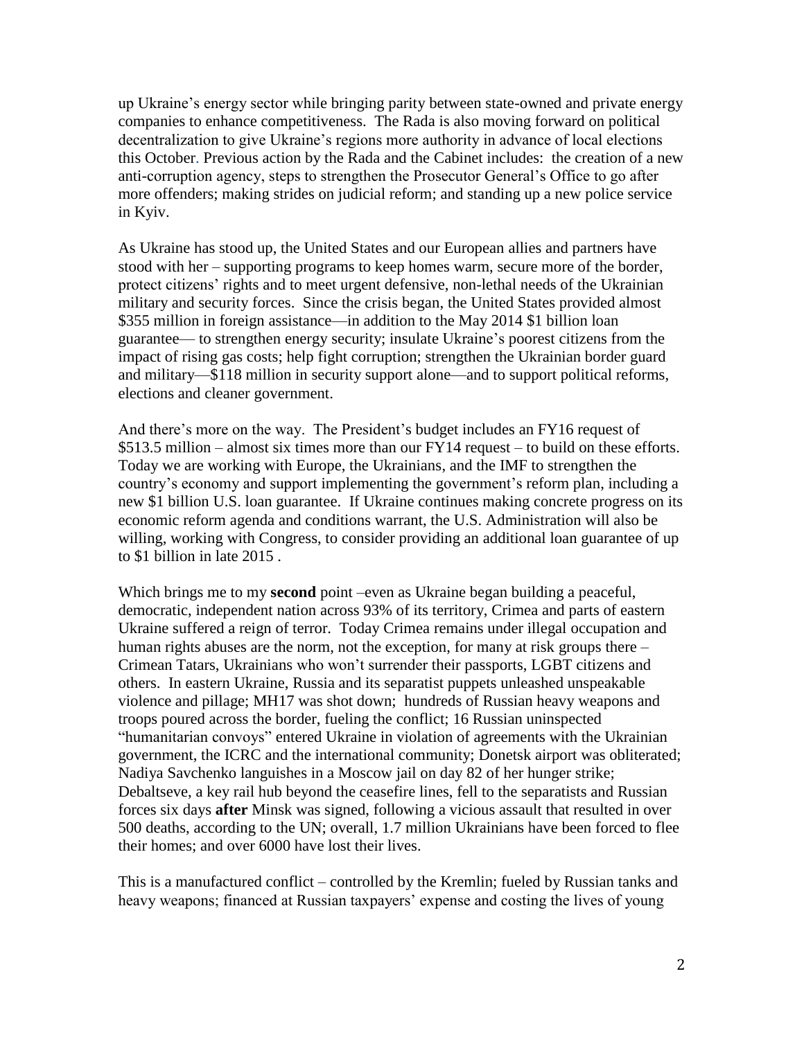up Ukraine's energy sector while bringing parity between state-owned and private energy companies to enhance competitiveness. The Rada is also moving forward on political decentralization to give Ukraine's regions more authority in advance of local elections this October. Previous action by the Rada and the Cabinet includes: the creation of a new anti-corruption agency, steps to strengthen the Prosecutor General's Office to go after more offenders; making strides on judicial reform; and standing up a new police service in Kyiv.

As Ukraine has stood up, the United States and our European allies and partners have stood with her – supporting programs to keep homes warm, secure more of the border, protect citizens' rights and to meet urgent defensive, non-lethal needs of the Ukrainian military and security forces. Since the crisis began, the United States provided almost \$355 million in foreign assistance—in addition to the May 2014 \$1 billion loan guarantee— to strengthen energy security; insulate Ukraine's poorest citizens from the impact of rising gas costs; help fight corruption; strengthen the Ukrainian border guard and military—\$118 million in security support alone—and to support political reforms, elections and cleaner government.

And there's more on the way. The President's budget includes an FY16 request of \$513.5 million – almost six times more than our FY14 request – to build on these efforts. Today we are working with Europe, the Ukrainians, and the IMF to strengthen the country's economy and support implementing the government's reform plan, including a new \$1 billion U.S. loan guarantee. If Ukraine continues making concrete progress on its economic reform agenda and conditions warrant, the U.S. Administration will also be willing, working with Congress, to consider providing an additional loan guarantee of up to \$1 billion in late 2015 .

Which brings me to my **second** point –even as Ukraine began building a peaceful, democratic, independent nation across 93% of its territory, Crimea and parts of eastern Ukraine suffered a reign of terror. Today Crimea remains under illegal occupation and human rights abuses are the norm, not the exception, for many at risk groups there – Crimean Tatars, Ukrainians who won't surrender their passports, LGBT citizens and others. In eastern Ukraine, Russia and its separatist puppets unleashed unspeakable violence and pillage; MH17 was shot down; hundreds of Russian heavy weapons and troops poured across the border, fueling the conflict; 16 Russian uninspected "humanitarian convoys" entered Ukraine in violation of agreements with the Ukrainian government, the ICRC and the international community; Donetsk airport was obliterated; Nadiya Savchenko languishes in a Moscow jail on day 82 of her hunger strike; Debaltseve, a key rail hub beyond the ceasefire lines, fell to the separatists and Russian forces six days **after** Minsk was signed, following a vicious assault that resulted in over 500 deaths, according to the UN; overall, 1.7 million Ukrainians have been forced to flee their homes; and over 6000 have lost their lives.

This is a manufactured conflict – controlled by the Kremlin; fueled by Russian tanks and heavy weapons; financed at Russian taxpayers' expense and costing the lives of young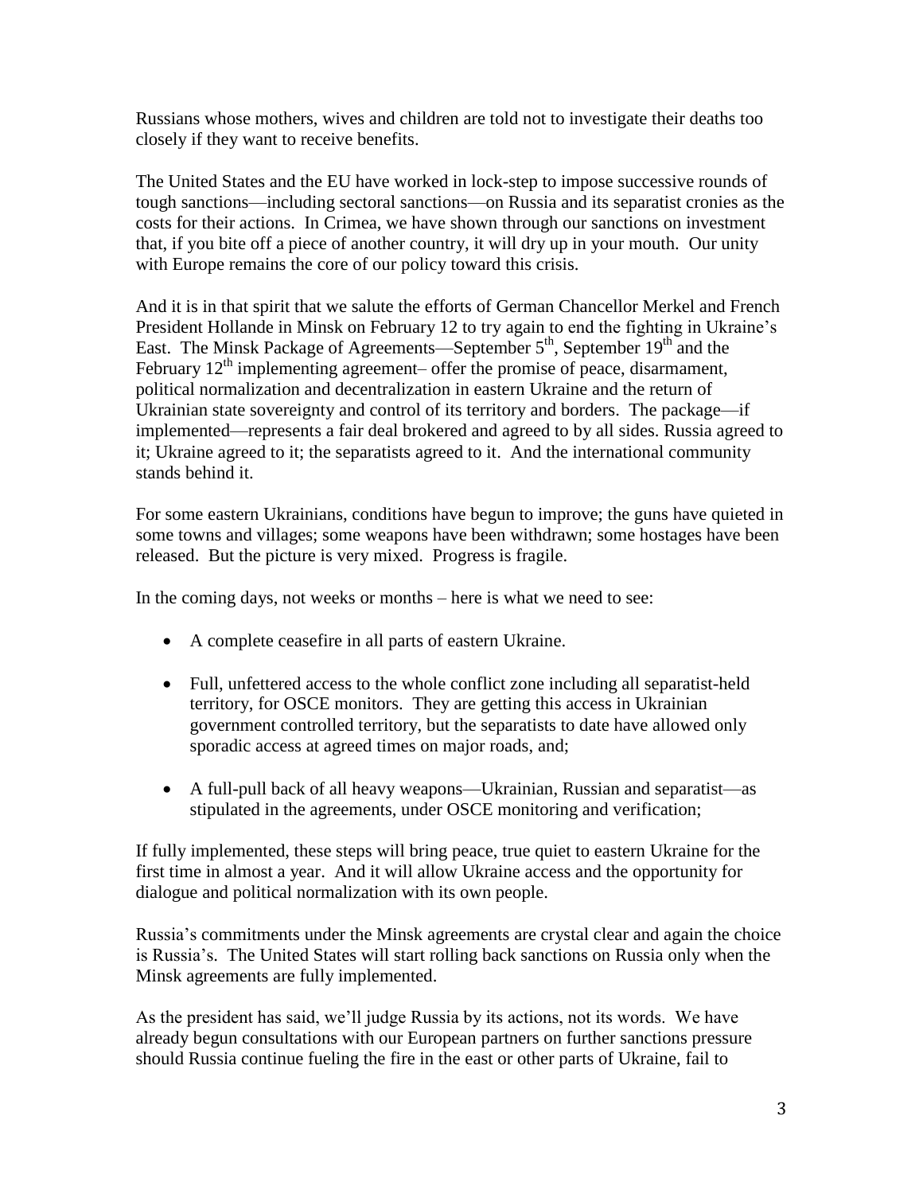Russians whose mothers, wives and children are told not to investigate their deaths too closely if they want to receive benefits.

The United States and the EU have worked in lock-step to impose successive rounds of tough sanctions—including sectoral sanctions—on Russia and its separatist cronies as the costs for their actions. In Crimea, we have shown through our sanctions on investment that, if you bite off a piece of another country, it will dry up in your mouth. Our unity with Europe remains the core of our policy toward this crisis.

And it is in that spirit that we salute the efforts of German Chancellor Merkel and French President Hollande in Minsk on February 12 to try again to end the fighting in Ukraine's East. The Minsk Package of Agreements—September 5th, September 19th and the February 12th implementing agreement– offer the promise of peace, disarmament, political normalization and decentralization in eastern Ukraine and the return of Ukrainian state sovereignty and control of its territory and borders. The package—if implemented—represents a fair deal brokered and agreed to by all sides. Russia agreed to it; Ukraine agreed to it; the separatists agreed to it. And the international community stands behind it.

For some eastern Ukrainians, conditions have begun to improve; the guns have quieted in some towns and villages; some weapons have been withdrawn; some hostages have been released. But the picture is very mixed. Progress is fragile.

In the coming days, not weeks or months – here is what we need to see:

- A complete ceasefire in all parts of eastern Ukraine.
- Full, unfettered access to the whole conflict zone including all separatist-held territory, for OSCE monitors. They are getting this access in Ukrainian government controlled territory, but the separatists to date have allowed only sporadic access at agreed times on major roads, and;
- A full-pull back of all heavy weapons—Ukrainian, Russian and separatist—as stipulated in the agreements, under OSCE monitoring and verification;

If fully implemented, these steps will bring peace, true quiet to eastern Ukraine for the first time in almost a year. And it will allow Ukraine access and the opportunity for dialogue and political normalization with its own people.

Russia's commitments under the Minsk agreements are crystal clear and again the choice is Russia's. The United States will start rolling back sanctions on Russia only when the Minsk agreements are fully implemented.

As the president has said, we'll judge Russia by its actions, not its words. We have already begun consultations with our European partners on further sanctions pressure should Russia continue fueling the fire in the east or other parts of Ukraine, fail to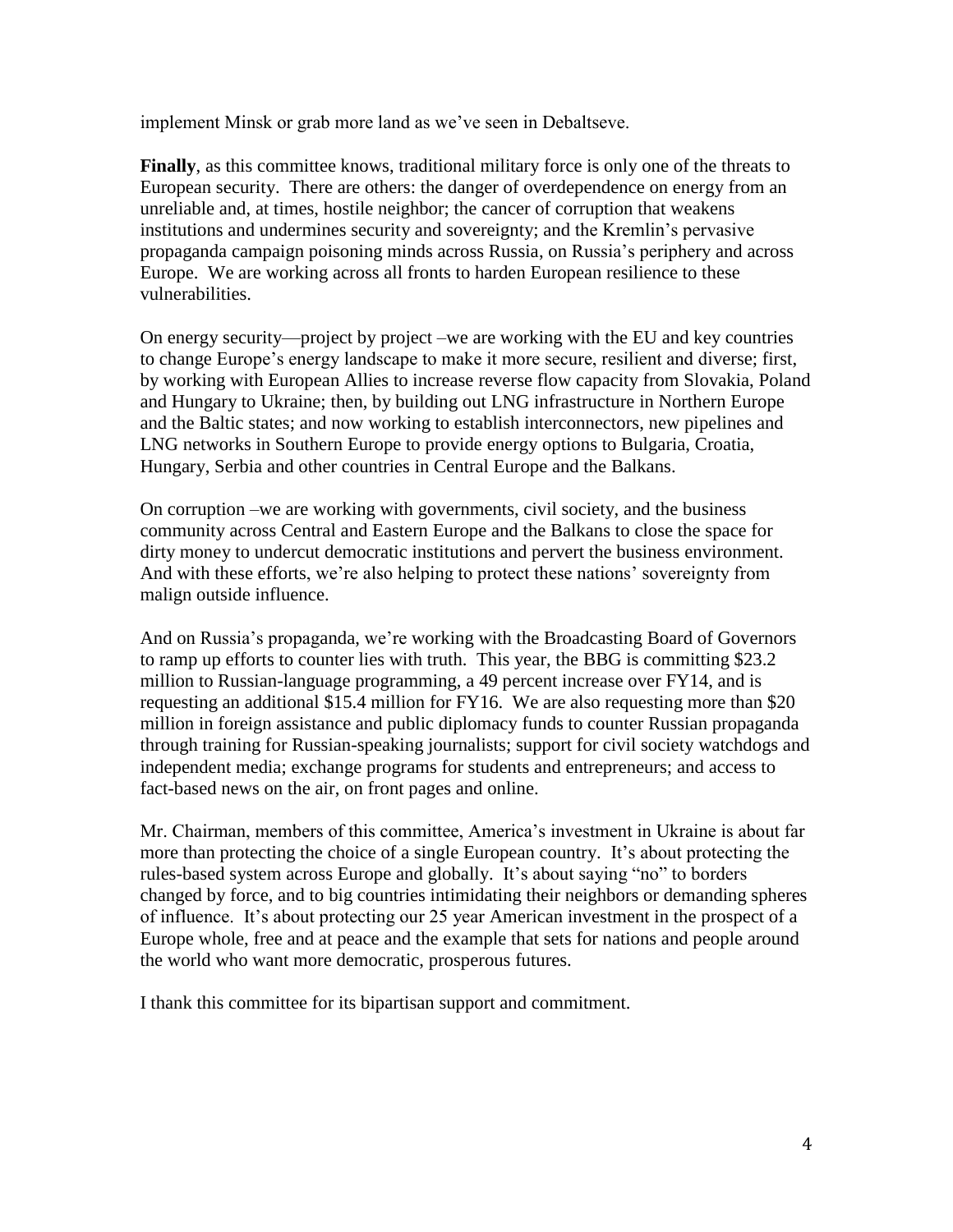implement Minsk or grab more land as we've seen in Debaltseve.

**Finally**, as this committee knows, traditional military force is only one of the threats to European security. There are others: the danger of overdependence on energy from an unreliable and, at times, hostile neighbor; the cancer of corruption that weakens institutions and undermines security and sovereignty; and the Kremlin's pervasive propaganda campaign poisoning minds across Russia, on Russia's periphery and across Europe. We are working across all fronts to harden European resilience to these vulnerabilities.

On energy security—project by project –we are working with the EU and key countries to change Europe's energy landscape to make it more secure, resilient and diverse; first, by working with European Allies to increase reverse flow capacity from Slovakia, Poland and Hungary to Ukraine; then, by building out LNG infrastructure in Northern Europe and the Baltic states; and now working to establish interconnectors, new pipelines and LNG networks in Southern Europe to provide energy options to Bulgaria, Croatia, Hungary, Serbia and other countries in Central Europe and the Balkans.

On corruption –we are working with governments, civil society, and the business community across Central and Eastern Europe and the Balkans to close the space for dirty money to undercut democratic institutions and pervert the business environment. And with these efforts, we're also helping to protect these nations' sovereignty from malign outside influence.

And on Russia's propaganda, we're working with the Broadcasting Board of Governors to ramp up efforts to counter lies with truth. This year, the BBG is committing $23.2 million to Russian-language programming, a 49 percent increase over FY14, and is requesting an additional $15.4 million for FY16. We are also requesting more than $20 million in foreign assistance and public diplomacy funds to counter Russian propaganda through training for Russian-speaking journalists; support for civil society watchdogs and independent media; exchange programs for students and entrepreneurs; and access to fact-based news on the air, on front pages and online.

Mr. Chairman, members of this committee, America's investment in Ukraine is about far more than protecting the choice of a single European country. It's about protecting the rules-based system across Europe and globally. It's about saying "no" to borders changed by force, and to big countries intimidating their neighbors or demanding spheres of influence. It's about protecting our 25 year American investment in the prospect of a Europe whole, free and at peace and the example that sets for nations and people around the world who want more democratic, prosperous futures.

I thank this committee for its bipartisan support and commitment.